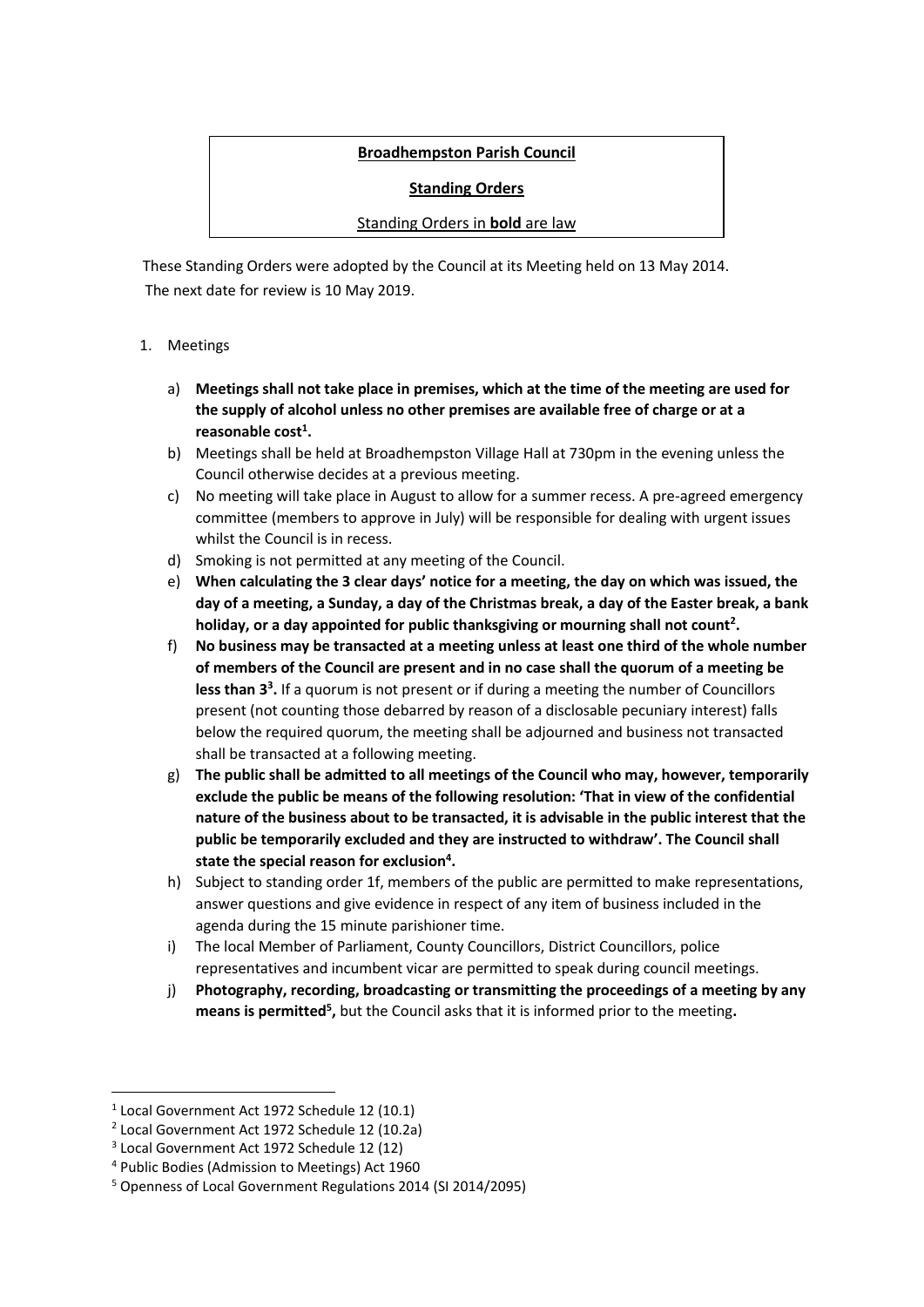**Broadhempston Parish Council**

**Standing Orders**

Standing Orders in **bold** are law

These Standing Orders were adopted by the Council at its Meeting held on 13 May 2014.
The next date for review is 10 May 2019.

1. Meetings

    a) **Meetings shall not take place in premises, which at the time of the meeting are used for the supply of alcohol unless no other premises are available free of charge or at a reasonable cost[1].**
    b) Meetings shall be held at Broadhempston Village Hall at 730pm in the evening unless the Council otherwise decides at a previous meeting.
    c) No meeting will take place in August to allow for a summer recess. A pre-agreed emergency committee (members to approve in July) will be responsible for dealing with urgent issues whilst the Council is in recess.
    d) Smoking is not permitted at any meeting of the Council.
    e) **When calculating the 3 clear days' notice for a meeting, the day on which was issued, the day of a meeting, a Sunday, a day of the Christmas break, a day of the Easter break, a bank holiday, or a day appointed for public thanksgiving or mourning shall not count[2].**
    f) **No business may be transacted at a meeting unless at least one third of the whole number of members of the Council are present and in no case shall the quorum of a meeting be less than 3[3].** If a quorum is not present or if during a meeting the number of Councillors present (not counting those debarred by reason of a disclosable pecuniary interest) falls below the required quorum, the meeting shall be adjourned and business not transacted shall be transacted at a following meeting.
    g) **The public shall be admitted to all meetings of the Council who may, however, temporarily exclude the public be means of the following resolution: 'That in view of the confidential nature of the business about to be transacted, it is advisable in the public interest that the public be temporarily excluded and they are instructed to withdraw'. The Council shall state the special reason for exclusion[4].**
    h) Subject to standing order 1f, members of the public are permitted to make representations, answer questions and give evidence in respect of any item of business included in the agenda during the 15 minute parishioner time.
    i) The local Member of Parliament, County Councillors, District Councillors, police representatives and incumbent vicar are permitted to speak during council meetings.
    j) **Photography, recording, broadcasting or transmitting the proceedings of a meeting by any means is permitted[5],** but the Council asks that it is informed prior to the meeting**.**

[1] Local Government Act 1972 Schedule 12 (10.1)
[2] Local Government Act 1972 Schedule 12 (10.2a)
[3] Local Government Act 1972 Schedule 12 (12)
[4] Public Bodies (Admission to Meetings) Act 1960
[5] Openness of Local Government Regulations 2014 (SI 2014/2095)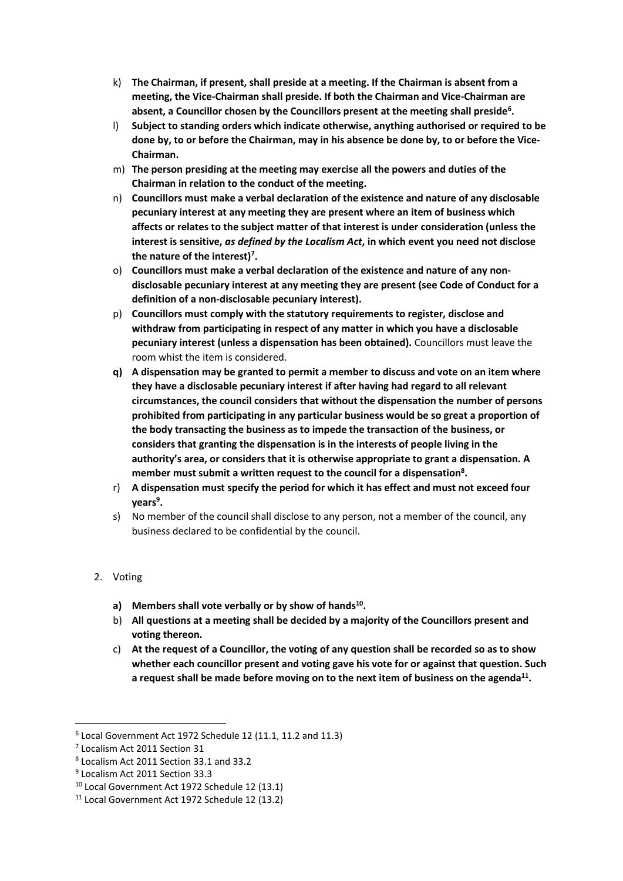k) **The Chairman, if present, shall preside at a meeting. If the Chairman is absent from a meeting, the Vice-Chairman shall preside. If both the Chairman and Vice-Chairman are absent, a Councillor chosen by the Councillors present at the meeting shall preside[6].**

l) **Subject to standing orders which indicate otherwise, anything authorised or required to be done by, to or before the Chairman, may in his absence be done by, to or before the Vice-Chairman.**

m) **The person presiding at the meeting may exercise all the powers and duties of the Chairman in relation to the conduct of the meeting.**

n) **Councillors must make a verbal declaration of the existence and nature of any disclosable pecuniary interest at any meeting they are present where an item of business which affects or relates to the subject matter of that interest is under consideration (unless the interest is sensitive, *as defined by the Localism Act*, in which event you need not disclose the nature of the interest)[7].**

o) **Councillors must make a verbal declaration of the existence and nature of any non-disclosable pecuniary interest at any meeting they are present (see Code of Conduct for a definition of a non-disclosable pecuniary interest).**

p) **Councillors must comply with the statutory requirements to register, disclose and withdraw from participating in respect of any matter in which you have a disclosable pecuniary interest (unless a dispensation has been obtained).** Councillors must leave the room whist the item is considered.

**q) A dispensation may be granted to permit a member to discuss and vote on an item where they have a disclosable pecuniary interest if after having had regard to all relevant circumstances, the council considers that without the dispensation the number of persons prohibited from participating in any particular business would be so great a proportion of the body transacting the business as to impede the transaction of the business, or considers that granting the dispensation is in the interests of people living in the authority's area, or considers that it is otherwise appropriate to grant a dispensation. A member must submit a written request to the council for a dispensation[8].**

r) **A dispensation must specify the period for which it has effect and must not exceed four years[9].**

s) No member of the council shall disclose to any person, not a member of the council, any business declared to be confidential by the council.

2. Voting

**a) Members shall vote verbally or by show of hands[10].**

b) **All questions at a meeting shall be decided by a majority of the Councillors present and voting thereon.**

c) **At the request of a Councillor, the voting of any question shall be recorded so as to show whether each councillor present and voting gave his vote for or against that question. Such a request shall be made before moving on to the next item of business on the agenda[11].**

---

[6] Local Government Act 1972 Schedule 12 (11.1, 11.2 and 11.3)

[7] Localism Act 2011 Section 31

[8] Localism Act 2011 Section 33.1 and 33.2

[9] Localism Act 2011 Section 33.3

[10] Local Government Act 1972 Schedule 12 (13.1)

[11] Local Government Act 1972 Schedule 12 (13.2)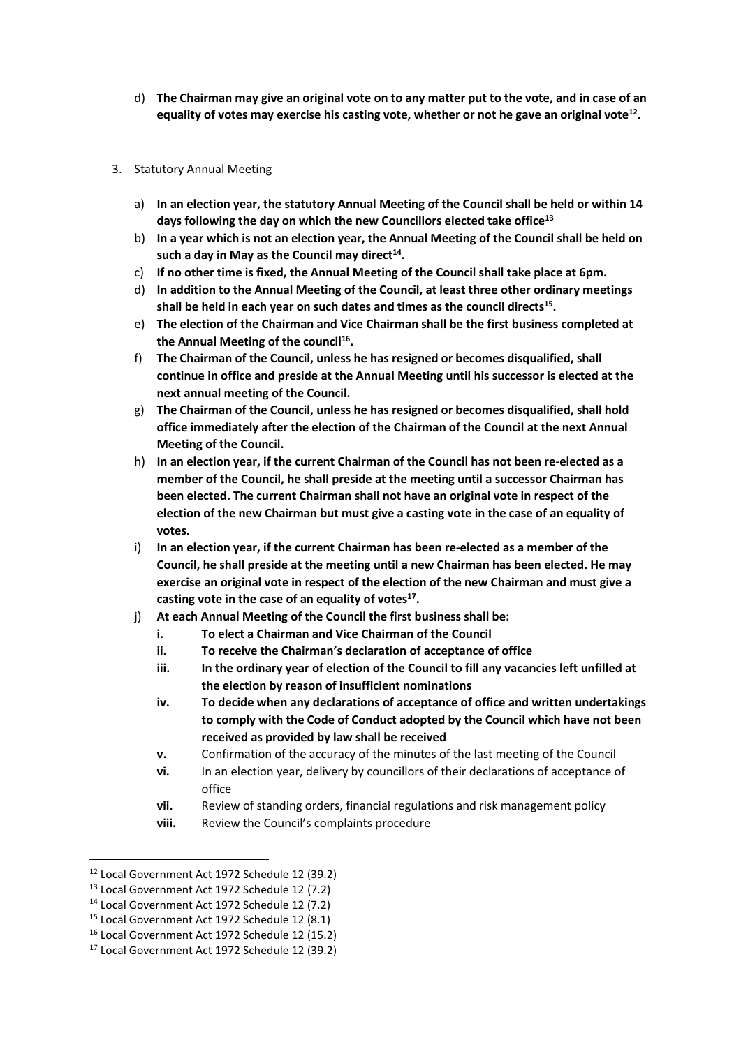d) **The Chairman may give an original vote on to any matter put to the vote, and in case of an equality of votes may exercise his casting vote, whether or not he gave an original vote[12].**

3. Statutory Annual Meeting

   a) **In an election year, the statutory Annual Meeting of the Council shall be held or within 14 days following the day on which the new Councillors elected take office[13]**
   b) **In a year which is not an election year, the Annual Meeting of the Council shall be held on such a day in May as the Council may direct[14].**
   c) **If no other time is fixed, the Annual Meeting of the Council shall take place at 6pm.**
   d) **In addition to the Annual Meeting of the Council, at least three other ordinary meetings shall be held in each year on such dates and times as the council directs[15].**
   e) **The election of the Chairman and Vice Chairman shall be the first business completed at the Annual Meeting of the council[16].**
   f) **The Chairman of the Council, unless he has resigned or becomes disqualified, shall continue in office and preside at the Annual Meeting until his successor is elected at the next annual meeting of the Council.**
   g) **The Chairman of the Council, unless he has resigned or becomes disqualified, shall hold office immediately after the election of the Chairman of the Council at the next Annual Meeting of the Council.**
   h) **In an election year, if the current Chairman of the Council <u>has not</u> been re-elected as a member of the Council, he shall preside at the meeting until a successor Chairman has been elected. The current Chairman shall not have an original vote in respect of the election of the new Chairman but must give a casting vote in the case of an equality of votes.**
   i) **In an election year, if the current Chairman <u>has</u> been re-elected as a member of the Council, he shall preside at the meeting until a new Chairman has been elected. He may exercise an original vote in respect of the election of the new Chairman and must give a casting vote in the case of an equality of votes[17].**
   j) **At each Annual Meeting of the Council the first business shall be:**
      **i.** **To elect a Chairman and Vice Chairman of the Council**
      **ii.** **To receive the Chairman's declaration of acceptance of office**
      **iii.** **In the ordinary year of election of the Council to fill any vacancies left unfilled at the election by reason of insufficient nominations**
      **iv.** **To decide when any declarations of acceptance of office and written undertakings to comply with the Code of Conduct adopted by the Council which have not been received as provided by law shall be received**
      **v.** Confirmation of the accuracy of the minutes of the last meeting of the Council
      **vi.** In an election year, delivery by councillors of their declarations of acceptance of office
      **vii.** Review of standing orders, financial regulations and risk management policy
      **viii.** Review the Council's complaints procedure

---

[12] Local Government Act 1972 Schedule 12 (39.2)
[13] Local Government Act 1972 Schedule 12 (7.2)
[14] Local Government Act 1972 Schedule 12 (7.2)
[15] Local Government Act 1972 Schedule 12 (8.1)
[16] Local Government Act 1972 Schedule 12 (15.2)
[17] Local Government Act 1972 Schedule 12 (39.2)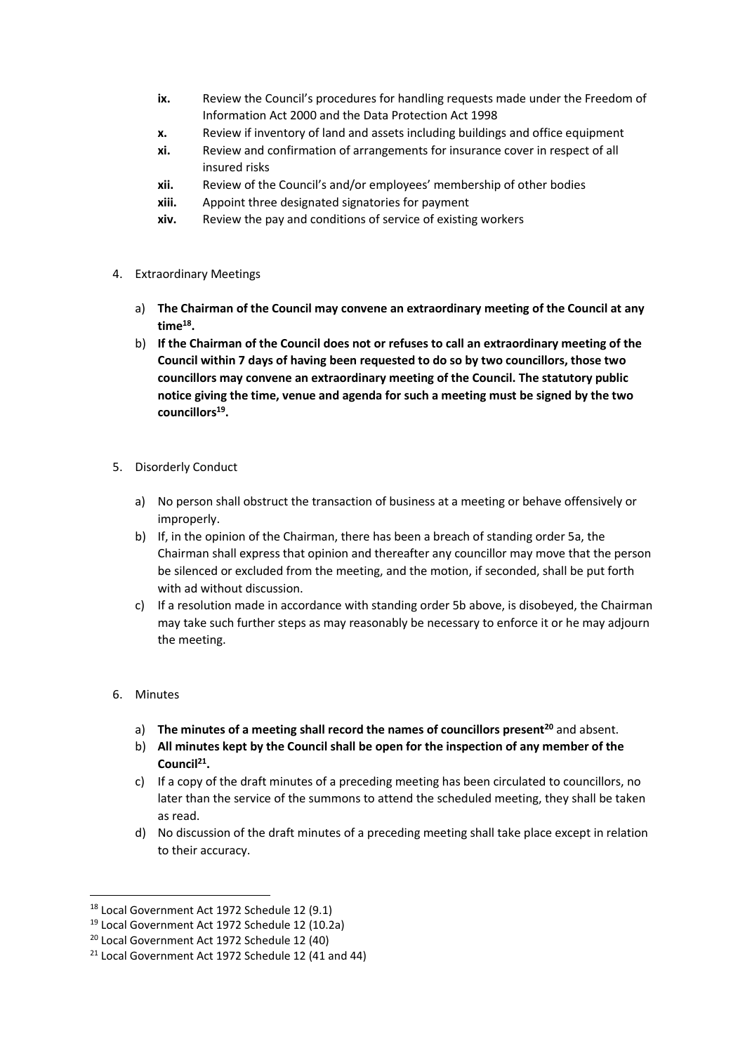- **ix.** Review the Council's procedures for handling requests made under the Freedom of Information Act 2000 and the Data Protection Act 1998
- **x.** Review if inventory of land and assets including buildings and office equipment
- **xi.** Review and confirmation of arrangements for insurance cover in respect of all insured risks
- **xii.** Review of the Council's and/or employees' membership of other bodies
- **xiii.** Appoint three designated signatories for payment
- **xiv.** Review the pay and conditions of service of existing workers

4. Extraordinary Meetings

   a) **The Chairman of the Council may convene an extraordinary meeting of the Council at any time[18].**

   b) **If the Chairman of the Council does not or refuses to call an extraordinary meeting of the Council within 7 days of having been requested to do so by two councillors, those two councillors may convene an extraordinary meeting of the Council. The statutory public notice giving the time, venue and agenda for such a meeting must be signed by the two councillors[19].**

5. Disorderly Conduct

   a) No person shall obstruct the transaction of business at a meeting or behave offensively or improperly.

   b) If, in the opinion of the Chairman, there has been a breach of standing order 5a, the Chairman shall express that opinion and thereafter any councillor may move that the person be silenced or excluded from the meeting, and the motion, if seconded, shall be put forth with ad without discussion.

   c) If a resolution made in accordance with standing order 5b above, is disobeyed, the Chairman may take such further steps as may reasonably be necessary to enforce it or he may adjourn the meeting.

6. Minutes

   a) **The minutes of a meeting shall record the names of councillors present[20]** and absent.

   b) **All minutes kept by the Council shall be open for the inspection of any member of the Council[21].**

   c) If a copy of the draft minutes of a preceding meeting has been circulated to councillors, no later than the service of the summons to attend the scheduled meeting, they shall be taken as read.

   d) No discussion of the draft minutes of a preceding meeting shall take place except in relation to their accuracy.

---

[18] Local Government Act 1972 Schedule 12 (9.1)

[19] Local Government Act 1972 Schedule 12 (10.2a)

[20] Local Government Act 1972 Schedule 12 (40)

[21] Local Government Act 1972 Schedule 12 (41 and 44)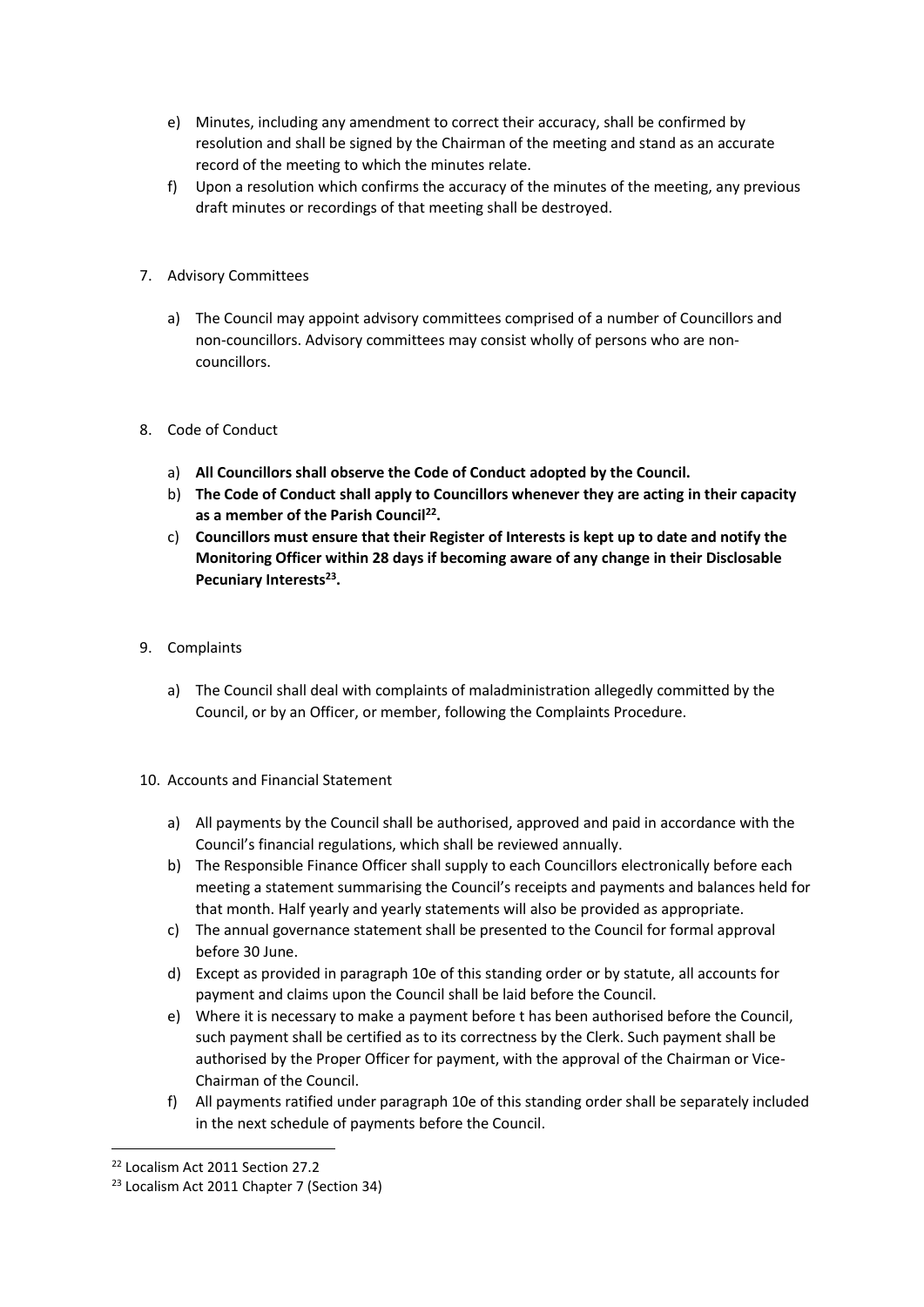e) Minutes, including any amendment to correct their accuracy, shall be confirmed by resolution and shall be signed by the Chairman of the meeting and stand as an accurate record of the meeting to which the minutes relate.
f) Upon a resolution which confirms the accuracy of the minutes of the meeting, any previous draft minutes or recordings of that meeting shall be destroyed.

7. Advisory Committees

a) The Council may appoint advisory committees comprised of a number of Councillors and non-councillors. Advisory committees may consist wholly of persons who are non-councillors.

8. Code of Conduct

a) **All Councillors shall observe the Code of Conduct adopted by the Council.**
b) **The Code of Conduct shall apply to Councillors whenever they are acting in their capacity as a member of the Parish Council[22].**
c) **Councillors must ensure that their Register of Interests is kept up to date and notify the Monitoring Officer within 28 days if becoming aware of any change in their Disclosable Pecuniary Interests[23].**

9. Complaints

a) The Council shall deal with complaints of maladministration allegedly committed by the Council, or by an Officer, or member, following the Complaints Procedure.

10. Accounts and Financial Statement

a) All payments by the Council shall be authorised, approved and paid in accordance with the Council's financial regulations, which shall be reviewed annually.
b) The Responsible Finance Officer shall supply to each Councillors electronically before each meeting a statement summarising the Council's receipts and payments and balances held for that month. Half yearly and yearly statements will also be provided as appropriate.
c) The annual governance statement shall be presented to the Council for formal approval before 30 June.
d) Except as provided in paragraph 10e of this standing order or by statute, all accounts for payment and claims upon the Council shall be laid before the Council.
e) Where it is necessary to make a payment before t has been authorised before the Council, such payment shall be certified as to its correctness by the Clerk. Such payment shall be authorised by the Proper Officer for payment, with the approval of the Chairman or Vice-Chairman of the Council.
f) All payments ratified under paragraph 10e of this standing order shall be separately included in the next schedule of payments before the Council.

---

[22] Localism Act 2011 Section 27.2

[23] Localism Act 2011 Chapter 7 (Section 34)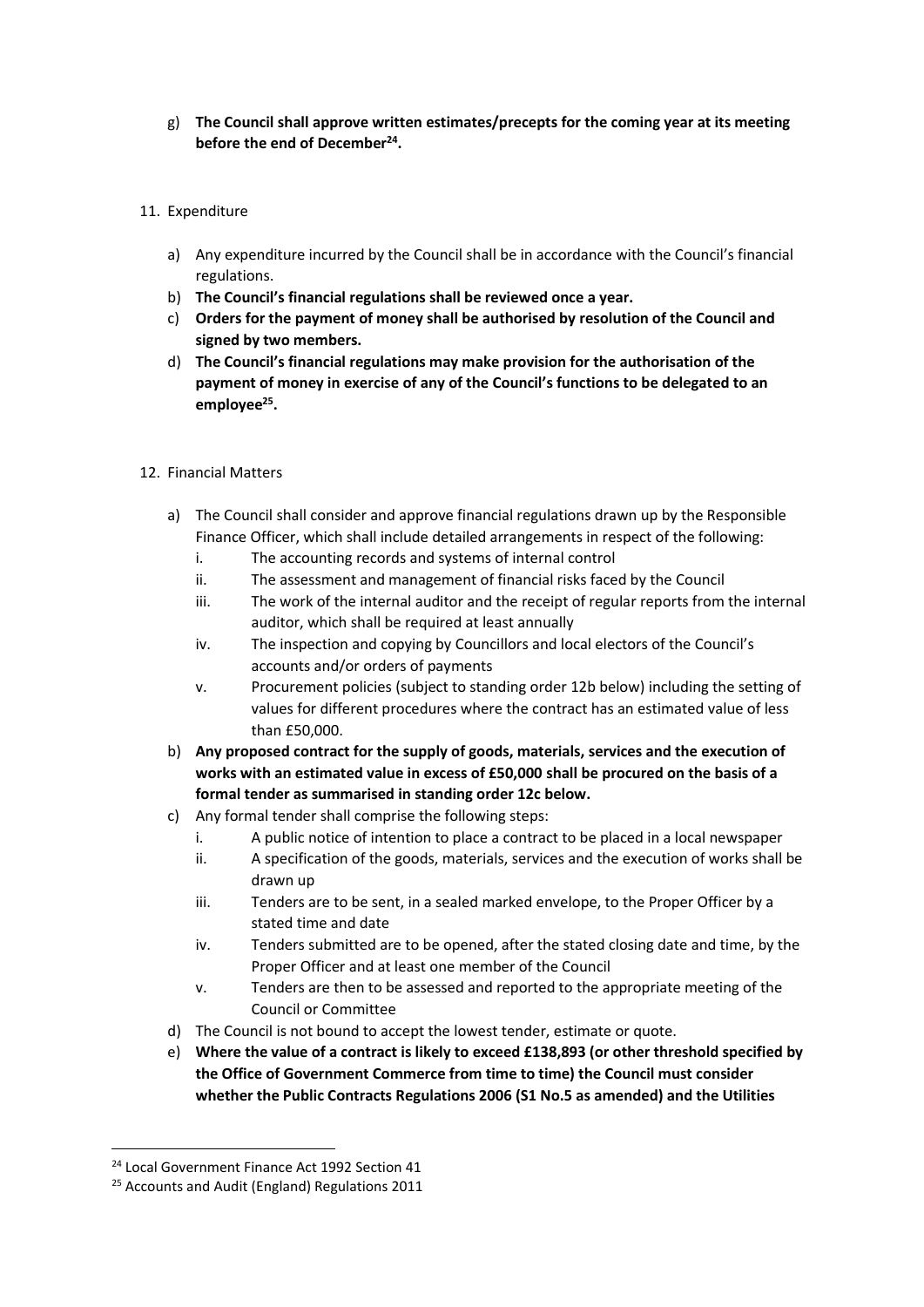g) **The Council shall approve written estimates/precepts for the coming year at its meeting before the end of December[24].**

11. Expenditure

   a) Any expenditure incurred by the Council shall be in accordance with the Council's financial regulations.
   b) **The Council's financial regulations shall be reviewed once a year.**
   c) **Orders for the payment of money shall be authorised by resolution of the Council and signed by two members.**
   d) **The Council's financial regulations may make provision for the authorisation of the payment of money in exercise of any of the Council's functions to be delegated to an employee[25].**

12. Financial Matters

   a) The Council shall consider and approve financial regulations drawn up by the Responsible Finance Officer, which shall include detailed arrangements in respect of the following:
      i. The accounting records and systems of internal control
      ii. The assessment and management of financial risks faced by the Council
      iii. The work of the internal auditor and the receipt of regular reports from the internal auditor, which shall be required at least annually
      iv. The inspection and copying by Councillors and local electors of the Council's accounts and/or orders of payments
      v. Procurement policies (subject to standing order 12b below) including the setting of values for different procedures where the contract has an estimated value of less than £50,000.
   b) **Any proposed contract for the supply of goods, materials, services and the execution of works with an estimated value in excess of £50,000 shall be procured on the basis of a formal tender as summarised in standing order 12c below.**
   c) Any formal tender shall comprise the following steps:
      i. A public notice of intention to place a contract to be placed in a local newspaper
      ii. A specification of the goods, materials, services and the execution of works shall be drawn up
      iii. Tenders are to be sent, in a sealed marked envelope, to the Proper Officer by a stated time and date
      iv. Tenders submitted are to be opened, after the stated closing date and time, by the Proper Officer and at least one member of the Council
      v. Tenders are then to be assessed and reported to the appropriate meeting of the Council or Committee
   d) The Council is not bound to accept the lowest tender, estimate or quote.
   e) **Where the value of a contract is likely to exceed £138,893 (or other threshold specified by the Office of Government Commerce from time to time) the Council must consider whether the Public Contracts Regulations 2006 (S1 No.5 as amended) and the Utilities**

[24] Local Government Finance Act 1992 Section 41

[25] Accounts and Audit (England) Regulations 2011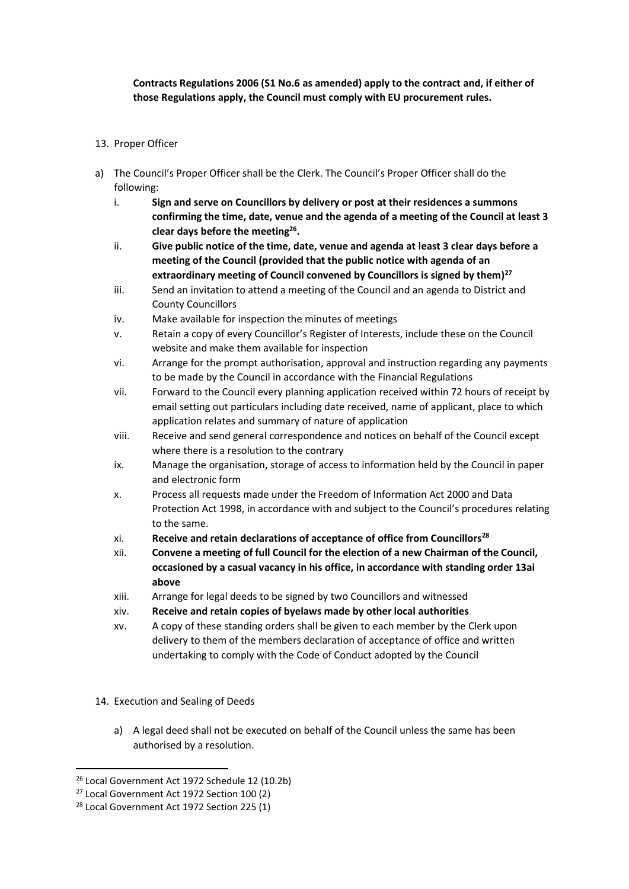**Contracts Regulations 2006 (S1 No.6 as amended) apply to the contract and, if either of those Regulations apply, the Council must comply with EU procurement rules.**

13. Proper Officer

a) The Council's Proper Officer shall be the Clerk. The Council's Proper Officer shall do the following:
   i. **Sign and serve on Councillors by delivery or post at their residences a summons confirming the time, date, venue and the agenda of a meeting of the Council at least 3 clear days before the meeting[26].**
   ii. **Give public notice of the time, date, venue and agenda at least 3 clear days before a meeting of the Council (provided that the public notice with agenda of an extraordinary meeting of Council convened by Councillors is signed by them)[27]**
   iii. Send an invitation to attend a meeting of the Council and an agenda to District and County Councillors
   iv. Make available for inspection the minutes of meetings
   v. Retain a copy of every Councillor's Register of Interests, include these on the Council website and make them available for inspection
   vi. Arrange for the prompt authorisation, approval and instruction regarding any payments to be made by the Council in accordance with the Financial Regulations
   vii. Forward to the Council every planning application received within 72 hours of receipt by email setting out particulars including date received, name of applicant, place to which application relates and summary of nature of application
   viii. Receive and send general correspondence and notices on behalf of the Council except where there is a resolution to the contrary
   ix. Manage the organisation, storage of access to information held by the Council in paper and electronic form
   x. Process all requests made under the Freedom of Information Act 2000 and Data Protection Act 1998, in accordance with and subject to the Council's procedures relating to the same.
   xi. **Receive and retain declarations of acceptance of office from Councillors[28]**
   xii. **Convene a meeting of full Council for the election of a new Chairman of the Council, occasioned by a casual vacancy in his office, in accordance with standing order 13ai above**
   xiii. Arrange for legal deeds to be signed by two Councillors and witnessed
   xiv. **Receive and retain copies of byelaws made by other local authorities**
   xv. A copy of these standing orders shall be given to each member by the Clerk upon delivery to them of the members declaration of acceptance of office and written undertaking to comply with the Code of Conduct adopted by the Council

14. Execution and Sealing of Deeds

   a) A legal deed shall not be executed on behalf of the Council unless the same has been authorised by a resolution.

[26] Local Government Act 1972 Schedule 12 (10.2b)
[27] Local Government Act 1972 Section 100 (2)
[28] Local Government Act 1972 Section 225 (1)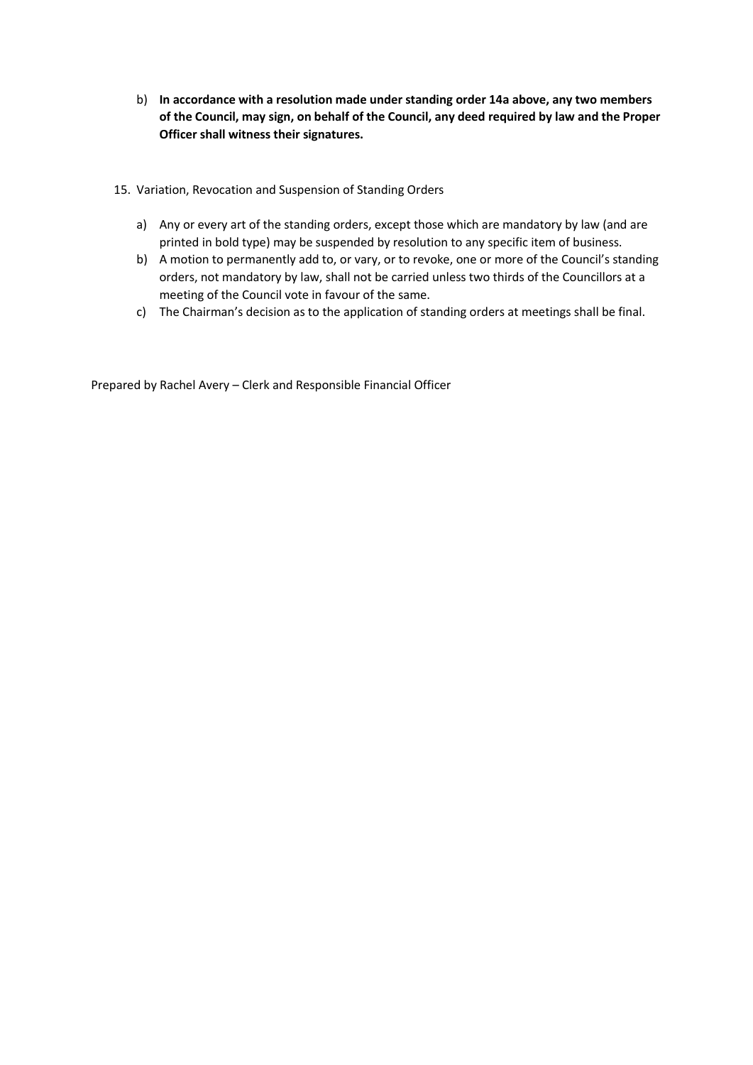b) **In accordance with a resolution made under standing order 14a above, any two members of the Council, may sign, on behalf of the Council, any deed required by law and the Proper Officer shall witness their signatures.**

15. Variation, Revocation and Suspension of Standing Orders

    a) Any or every art of the standing orders, except those which are mandatory by law (and are printed in bold type) may be suspended by resolution to any specific item of business.
    b) A motion to permanently add to, or vary, or to revoke, one or more of the Council's standing orders, not mandatory by law, shall not be carried unless two thirds of the Councillors at a meeting of the Council vote in favour of the same.
    c) The Chairman's decision as to the application of standing orders at meetings shall be final.

Prepared by Rachel Avery – Clerk and Responsible Financial Officer